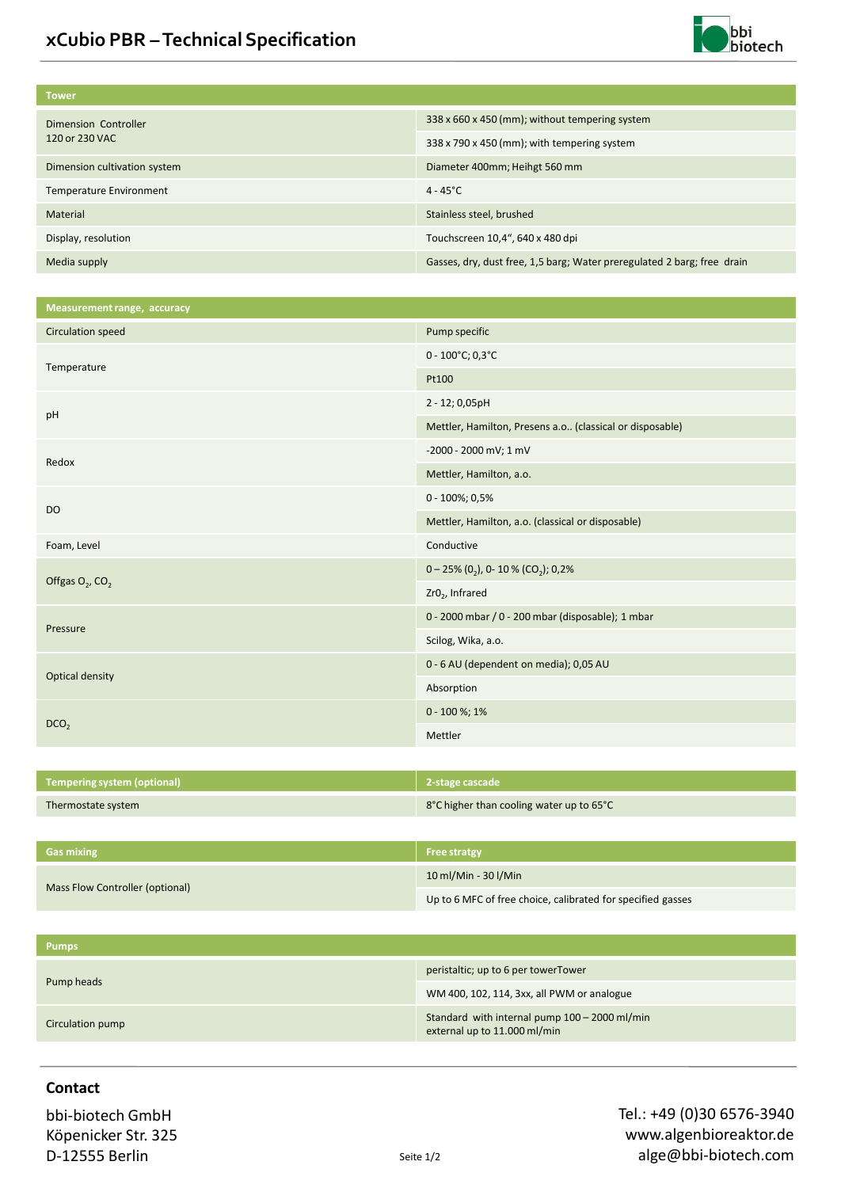# xCubio PBR – Technical Specification

| Tower | |
|---|---|
| Dimension Controller<br>120 or 230 VAC | 338 x 660 x 450 (mm); without tempering system |
| | 338 x 790 x 450 (mm); with tempering system |
| Dimension cultivation system | Diameter 400mm; Heihgt 560 mm |
| Temperature Environment | 4 - 45°C |
| Material | Stainless steel, brushed |
| Display, resolution | Touchscreen 10,4", 640 x 480 dpi |
| Media supply | Gasses, dry, dust free, 1,5 barg; Water preregulated 2 barg; free drain |

| Measurement range, accuracy | |
|---|---|
| Circulation speed | Pump specific |
| Temperature | 0 - 100°C; 0,3°C |
| | Pt100 |
| pH | 2 - 12; 0,05pH |
| | Mettler, Hamilton, Presens a.o.. (classical or disposable) |
| Redox | -2000 - 2000 mV; 1 mV |
| | Mettler, Hamilton, a.o. |
| DO | 0 - 100%; 0,5% |
| | Mettler, Hamilton, a.o. (classical or disposable) |
| Foam, Level | Conductive |
| Offgas $O_2$, $CO_2$ | 0 – 25% ($O_2$), 0- 10 % ($CO_2$); 0,2% |
| | $ZrO_2$, Infrared |
| Pressure | 0 - 2000 mbar / 0 - 200 mbar (disposable); 1 mbar |
| | Scilog, Wika, a.o. |
| Optical density | 0 - 6 AU (dependent on media); 0,05 AU |
| | Absorption |
| $DCO_2$ | 0 - 100 %; 1% |
| | Mettler |

| Tempering system (optional) | 2-stage cascade |
|---|---|
| Thermostate system | 8°C higher than cooling water up to 65°C |

| Gas mixing | Free stratgy |
|---|---|
| Mass Flow Controller (optional) | 10 ml/Min - 30 l/Min |
| | Up to 6 MFC of free choice, calibrated for specified gasses |

| Pumps | |
|---|---|
| Pump heads | peristaltic; up to 6 per towerTower |
| | WM 400, 102, 114, 3xx, all PWM or analogue |
| Circulation pump | Standard with internal pump 100 – 2000 ml/min<br>external up to 11.000 ml/min |

## Contact

bbi-biotech GmbH
Köpenicker Str. 325
D-12555 Berlin

Tel.: +49 (0)30 6576-3940
www.algenbioreaktor.de
alge@bbi-biotech.com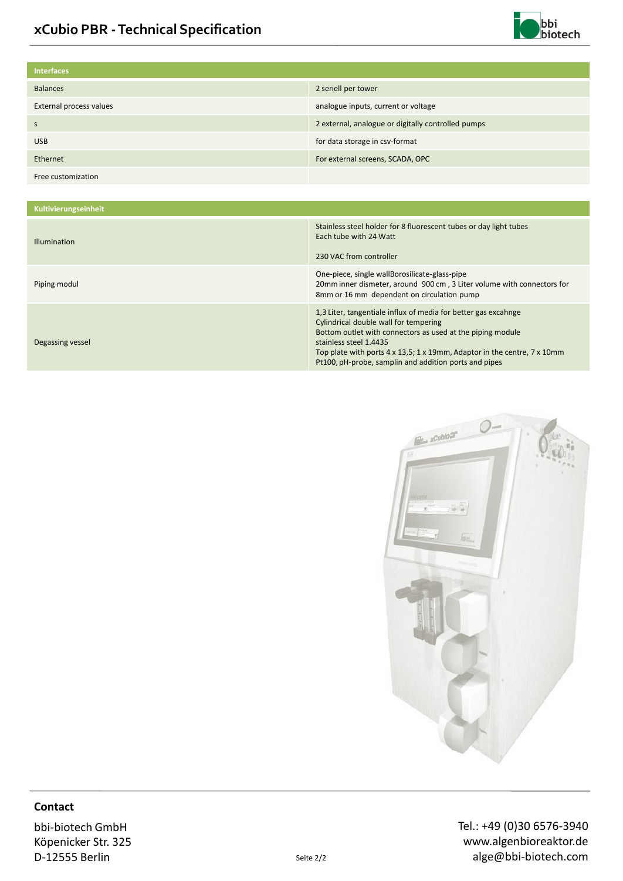# xCubio PBR - Technical Specification

| Interfaces | |
|---|---|
| Balances | 2 seriell per tower |
| External process values | analogue inputs, current or voltage |
| s | 2 external, analogue or digitally controlled pumps |
| USB | for data storage in csv-format |
| Ethernet | For external screens, SCADA, OPC |
| Free customization | |

| Kultivierungseinheit | |
|---|---|
| Illumination | Stainless steel holder for 8 fluorescent tubes or day light tubes<br>Each tube with 24 Watt<br><br>230 VAC from controller |
| Piping modul | One-piece, single wallBorosilicate-glass-pipe<br>20mm inner dismeter, around 900 cm , 3 Liter volume with connectors for 8mm or 16 mm dependent on circulation pump |
| Degassing vessel | 1,3 Liter, tangentiale influx of media for better gas excahnge<br>Cylindrical double wall for tempering<br>Bottom outlet with connectors as used at the piping module<br>stainless steel 1.4435<br>Top plate with ports 4 x 13,5; 1 x 19mm, Adaptor in the centre, 7 x 10mm Pt100, pH-probe, samplin and addition ports and pipes |

## Contact

bbi-biotech GmbH
Köpenicker Str. 325
D-12555 Berlin

Tel.: +49 (0)30 6576-3940
www.algenbioreaktor.de
alge@bbi-biotech.com